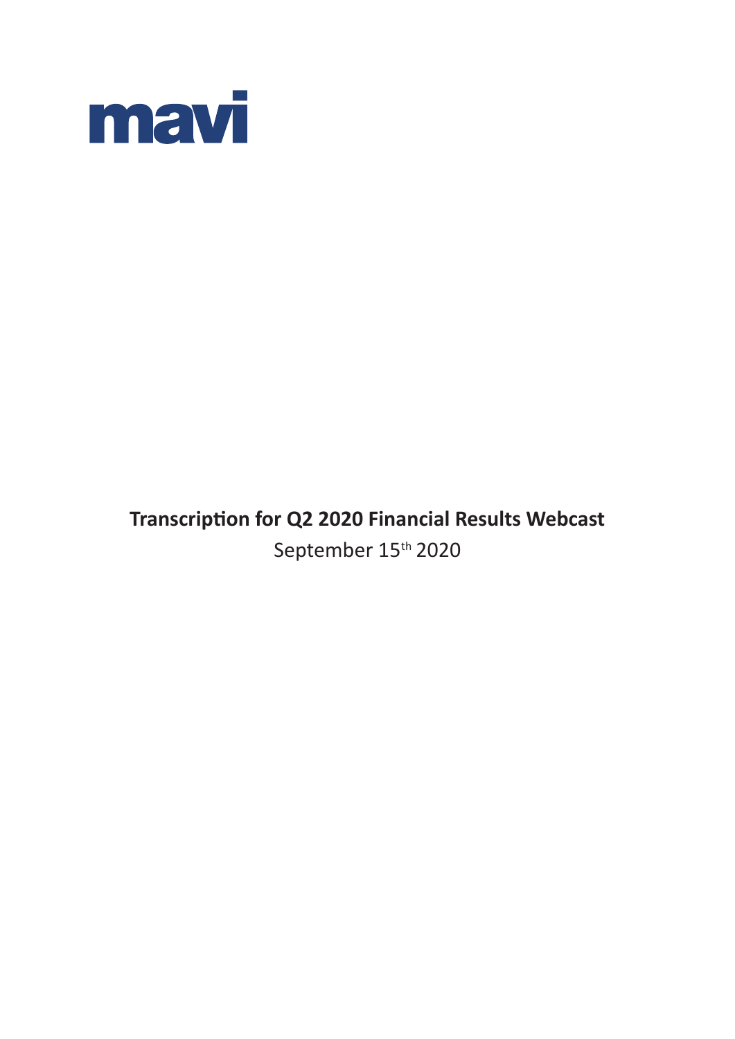mavi

**Transcription for Q2 2020 Financial Results Webcast**

September 15th 2020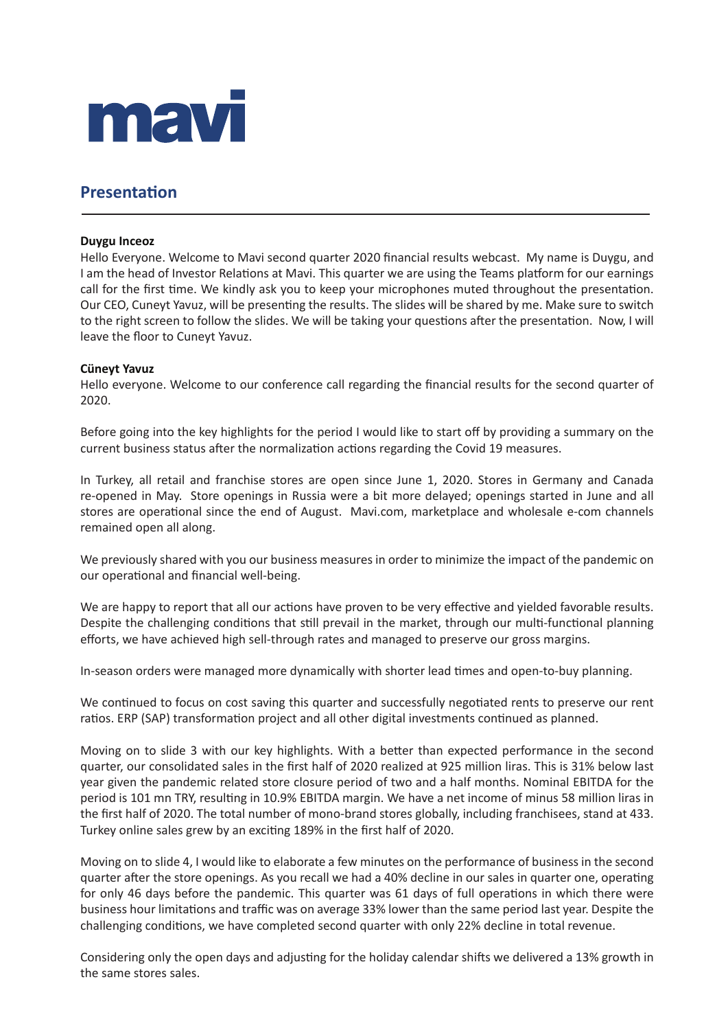mavi

## Presentation

---

**Duygu Inceoz**
Hello Everyone. Welcome to Mavi second quarter 2020 financial results webcast. My name is Duygu, and I am the head of Investor Relations at Mavi. This quarter we are using the Teams platform for our earnings call for the first time. We kindly ask you to keep your microphones muted throughout the presentation. Our CEO, Cuneyt Yavuz, will be presenting the results. The slides will be shared by me. Make sure to switch to the right screen to follow the slides. We will be taking your questions after the presentation. Now, I will leave the floor to Cuneyt Yavuz.

**Cüneyt Yavuz**
Hello everyone. Welcome to our conference call regarding the financial results for the second quarter of 2020.

Before going into the key highlights for the period I would like to start off by providing a summary on the current business status after the normalization actions regarding the Covid 19 measures.

In Turkey, all retail and franchise stores are open since June 1, 2020. Stores in Germany and Canada re-opened in May. Store openings in Russia were a bit more delayed; openings started in June and all stores are operational since the end of August. Mavi.com, marketplace and wholesale e-com channels remained open all along.

We previously shared with you our business measures in order to minimize the impact of the pandemic on our operational and financial well-being.

We are happy to report that all our actions have proven to be very effective and yielded favorable results. Despite the challenging conditions that still prevail in the market, through our multi-functional planning efforts, we have achieved high sell-through rates and managed to preserve our gross margins.

In-season orders were managed more dynamically with shorter lead times and open-to-buy planning.

We continued to focus on cost saving this quarter and successfully negotiated rents to preserve our rent ratios. ERP (SAP) transformation project and all other digital investments continued as planned.

Moving on to slide 3 with our key highlights. With a better than expected performance in the second quarter, our consolidated sales in the first half of 2020 realized at 925 million liras. This is 31% below last year given the pandemic related store closure period of two and a half months. Nominal EBITDA for the period is 101 mn TRY, resulting in 10.9% EBITDA margin. We have a net income of minus 58 million liras in the first half of 2020. The total number of mono-brand stores globally, including franchisees, stand at 433. Turkey online sales grew by an exciting 189% in the first half of 2020.

Moving on to slide 4, I would like to elaborate a few minutes on the performance of business in the second quarter after the store openings. As you recall we had a 40% decline in our sales in quarter one, operating for only 46 days before the pandemic. This quarter was 61 days of full operations in which there were business hour limitations and traffic was on average 33% lower than the same period last year. Despite the challenging conditions, we have completed second quarter with only 22% decline in total revenue.

Considering only the open days and adjusting for the holiday calendar shifts we delivered a 13% growth in the same stores sales.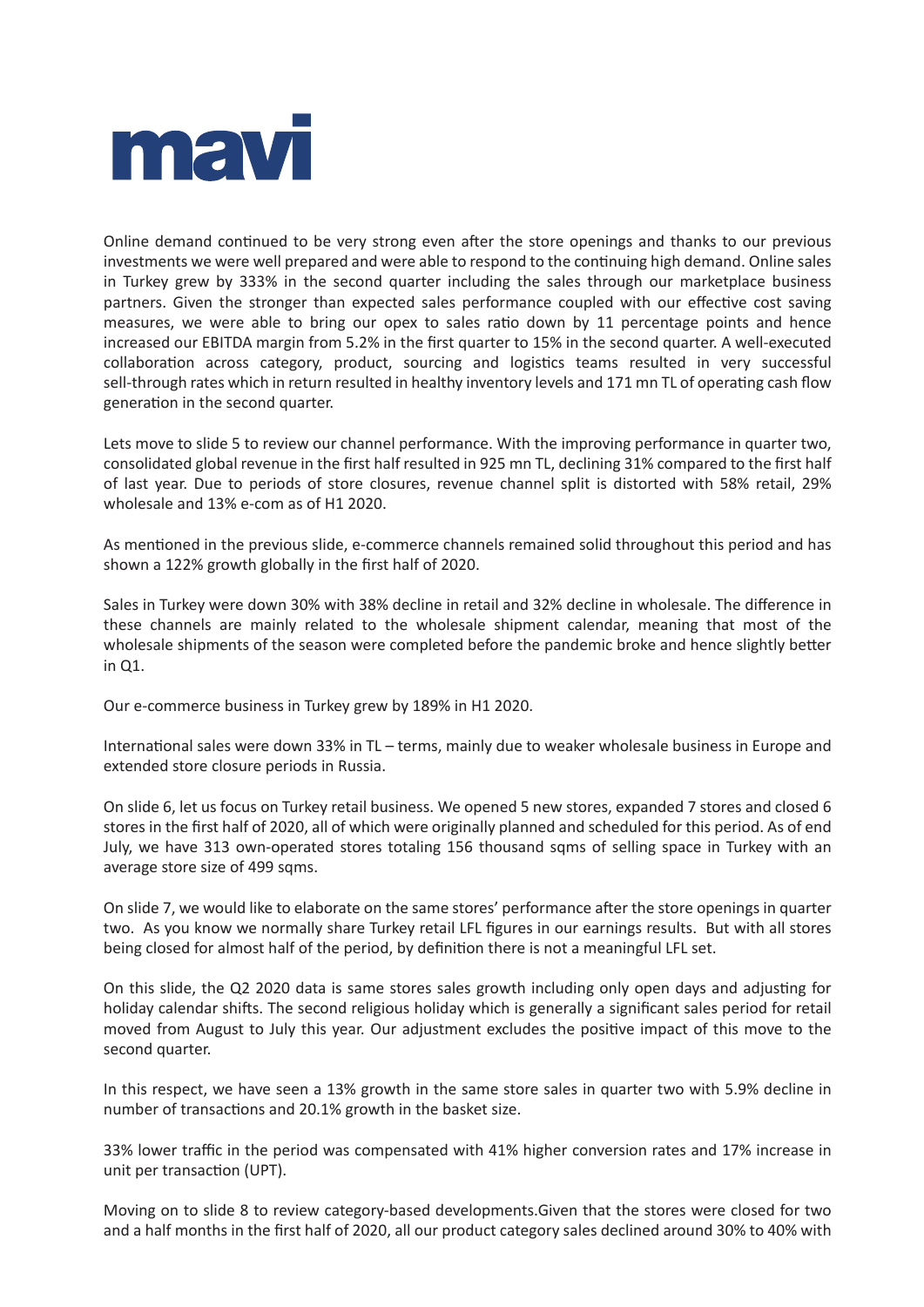Online demand continued to be very strong even after the store openings and thanks to our previous investments we were well prepared and were able to respond to the continuing high demand. Online sales in Turkey grew by 333% in the second quarter including the sales through our marketplace business partners. Given the stronger than expected sales performance coupled with our effective cost saving measures, we were able to bring our opex to sales ratio down by 11 percentage points and hence increased our EBITDA margin from 5.2% in the first quarter to 15% in the second quarter. A well-executed collaboration across category, product, sourcing and logistics teams resulted in very successful sell-through rates which in return resulted in healthy inventory levels and 171 mn TL of operating cash flow generation in the second quarter.

Lets move to slide 5 to review our channel performance. With the improving performance in quarter two, consolidated global revenue in the first half resulted in 925 mn TL, declining 31% compared to the first half of last year. Due to periods of store closures, revenue channel split is distorted with 58% retail, 29% wholesale and 13% e-com as of H1 2020.

As mentioned in the previous slide, e-commerce channels remained solid throughout this period and has shown a 122% growth globally in the first half of 2020.

Sales in Turkey were down 30% with 38% decline in retail and 32% decline in wholesale. The difference in these channels are mainly related to the wholesale shipment calendar, meaning that most of the wholesale shipments of the season were completed before the pandemic broke and hence slightly better in Q1.

Our e-commerce business in Turkey grew by 189% in H1 2020.

International sales were down 33% in TL – terms, mainly due to weaker wholesale business in Europe and extended store closure periods in Russia.

On slide 6, let us focus on Turkey retail business. We opened 5 new stores, expanded 7 stores and closed 6 stores in the first half of 2020, all of which were originally planned and scheduled for this period. As of end July, we have 313 own-operated stores totaling 156 thousand sqms of selling space in Turkey with an average store size of 499 sqms.

On slide 7, we would like to elaborate on the same stores' performance after the store openings in quarter two. As you know we normally share Turkey retail LFL figures in our earnings results. But with all stores being closed for almost half of the period, by definition there is not a meaningful LFL set.

On this slide, the Q2 2020 data is same stores sales growth including only open days and adjusting for holiday calendar shifts. The second religious holiday which is generally a significant sales period for retail moved from August to July this year. Our adjustment excludes the positive impact of this move to the second quarter.

In this respect, we have seen a 13% growth in the same store sales in quarter two with 5.9% decline in number of transactions and 20.1% growth in the basket size.

33% lower traffic in the period was compensated with 41% higher conversion rates and 17% increase in unit per transaction (UPT).

Moving on to slide 8 to review category-based developments.Given that the stores were closed for two and a half months in the first half of 2020, all our product category sales declined around 30% to 40% with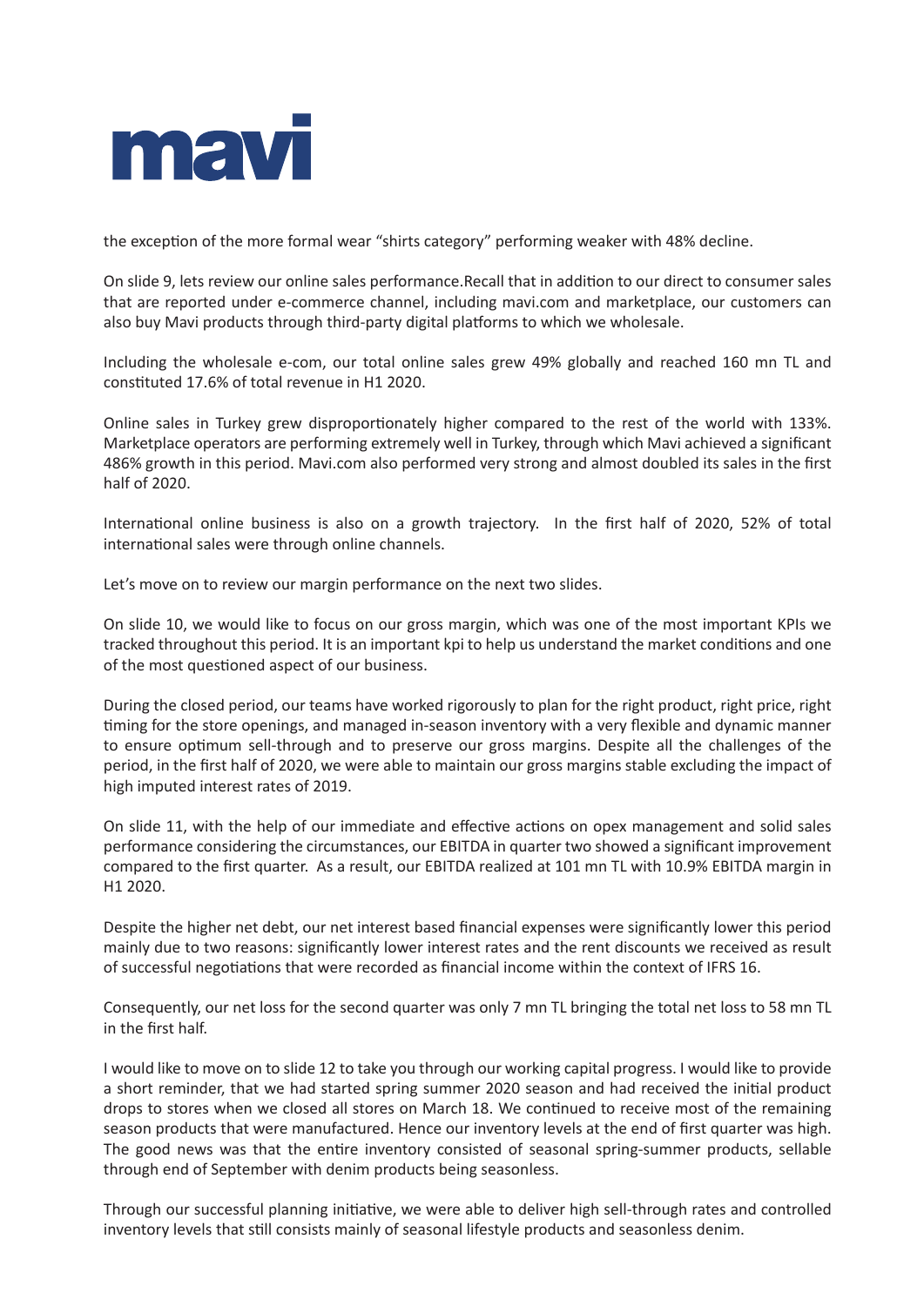the exception of the more formal wear "shirts category" performing weaker with 48% decline.

On slide 9, lets review our online sales performance.Recall that in addition to our direct to consumer sales that are reported under e-commerce channel, including mavi.com and marketplace, our customers can also buy Mavi products through third-party digital platforms to which we wholesale.

Including the wholesale e-com, our total online sales grew 49% globally and reached 160 mn TL and constituted 17.6% of total revenue in H1 2020.

Online sales in Turkey grew disproportionately higher compared to the rest of the world with 133%. Marketplace operators are performing extremely well in Turkey, through which Mavi achieved a significant 486% growth in this period. Mavi.com also performed very strong and almost doubled its sales in the first half of 2020.

International online business is also on a growth trajectory. In the first half of 2020, 52% of total international sales were through online channels.

Let's move on to review our margin performance on the next two slides.

On slide 10, we would like to focus on our gross margin, which was one of the most important KPIs we tracked throughout this period. It is an important kpi to help us understand the market conditions and one of the most questioned aspect of our business.

During the closed period, our teams have worked rigorously to plan for the right product, right price, right timing for the store openings, and managed in-season inventory with a very flexible and dynamic manner to ensure optimum sell-through and to preserve our gross margins. Despite all the challenges of the period, in the first half of 2020, we were able to maintain our gross margins stable excluding the impact of high imputed interest rates of 2019.

On slide 11, with the help of our immediate and effective actions on opex management and solid sales performance considering the circumstances, our EBITDA in quarter two showed a significant improvement compared to the first quarter. As a result, our EBITDA realized at 101 mn TL with 10.9% EBITDA margin in H1 2020.

Despite the higher net debt, our net interest based financial expenses were significantly lower this period mainly due to two reasons: significantly lower interest rates and the rent discounts we received as result of successful negotiations that were recorded as financial income within the context of IFRS 16.

Consequently, our net loss for the second quarter was only 7 mn TL bringing the total net loss to 58 mn TL in the first half.

I would like to move on to slide 12 to take you through our working capital progress. I would like to provide a short reminder, that we had started spring summer 2020 season and had received the initial product drops to stores when we closed all stores on March 18. We continued to receive most of the remaining season products that were manufactured. Hence our inventory levels at the end of first quarter was high. The good news was that the entire inventory consisted of seasonal spring-summer products, sellable through end of September with denim products being seasonless.

Through our successful planning initiative, we were able to deliver high sell-through rates and controlled inventory levels that still consists mainly of seasonal lifestyle products and seasonless denim.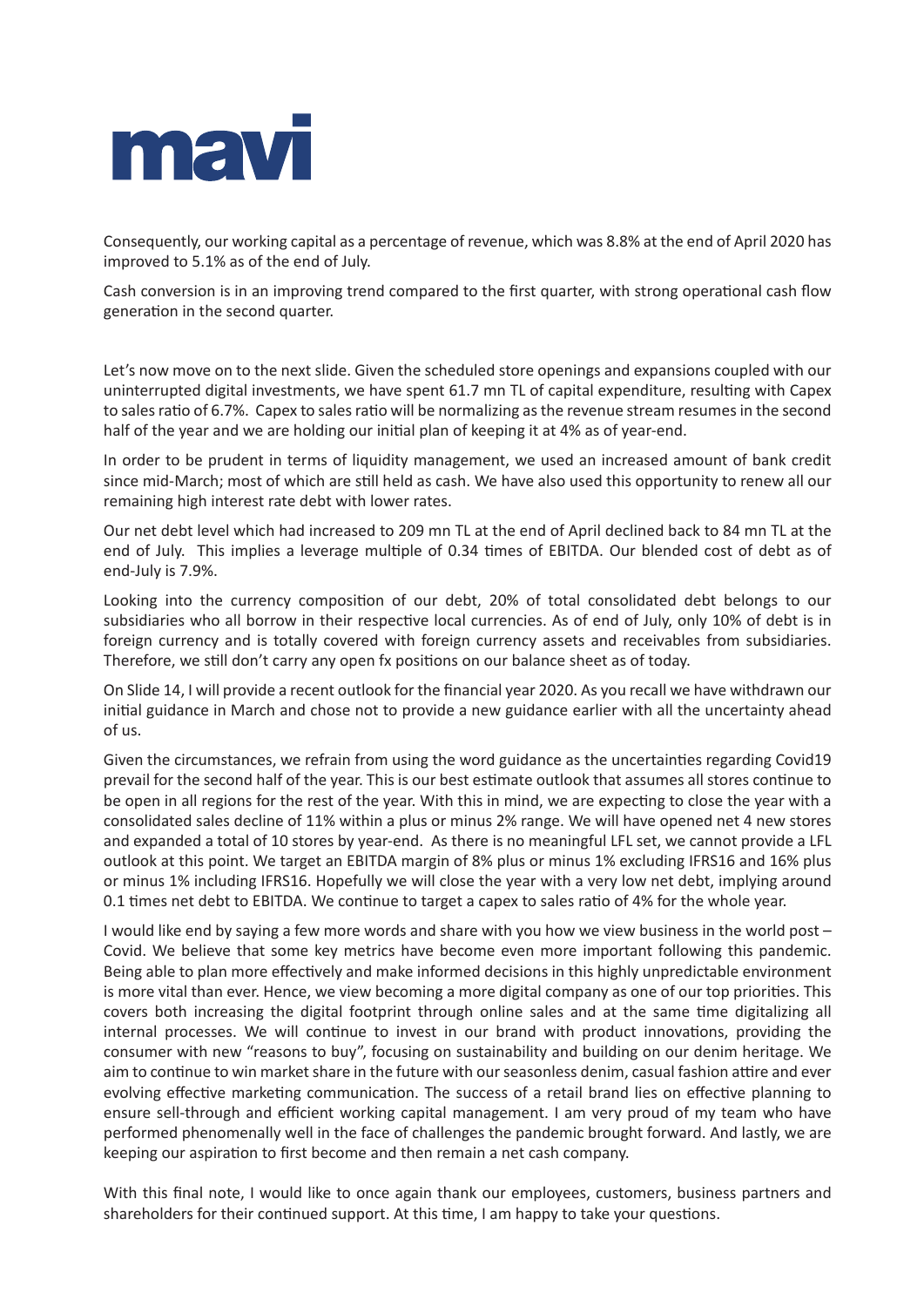Consequently, our working capital as a percentage of revenue, which was 8.8% at the end of April 2020 has improved to 5.1% as of the end of July.

Cash conversion is in an improving trend compared to the first quarter, with strong operational cash flow generation in the second quarter.

Let's now move on to the next slide. Given the scheduled store openings and expansions coupled with our uninterrupted digital investments, we have spent 61.7 mn TL of capital expenditure, resulting with Capex to sales ratio of 6.7%. Capex to sales ratio will be normalizing as the revenue stream resumes in the second half of the year and we are holding our initial plan of keeping it at 4% as of year-end.

In order to be prudent in terms of liquidity management, we used an increased amount of bank credit since mid-March; most of which are still held as cash. We have also used this opportunity to renew all our remaining high interest rate debt with lower rates.

Our net debt level which had increased to 209 mn TL at the end of April declined back to 84 mn TL at the end of July. This implies a leverage multiple of 0.34 times of EBITDA. Our blended cost of debt as of end-July is 7.9%.

Looking into the currency composition of our debt, 20% of total consolidated debt belongs to our subsidiaries who all borrow in their respective local currencies. As of end of July, only 10% of debt is in foreign currency and is totally covered with foreign currency assets and receivables from subsidiaries. Therefore, we still don't carry any open fx positions on our balance sheet as of today.

On Slide 14, I will provide a recent outlook for the financial year 2020. As you recall we have withdrawn our initial guidance in March and chose not to provide a new guidance earlier with all the uncertainty ahead of us.

Given the circumstances, we refrain from using the word guidance as the uncertainties regarding Covid19 prevail for the second half of the year. This is our best estimate outlook that assumes all stores continue to be open in all regions for the rest of the year. With this in mind, we are expecting to close the year with a consolidated sales decline of 11% within a plus or minus 2% range. We will have opened net 4 new stores and expanded a total of 10 stores by year-end. As there is no meaningful LFL set, we cannot provide a LFL outlook at this point. We target an EBITDA margin of 8% plus or minus 1% excluding IFRS16 and 16% plus or minus 1% including IFRS16. Hopefully we will close the year with a very low net debt, implying around 0.1 times net debt to EBITDA. We continue to target a capex to sales ratio of 4% for the whole year.

I would like end by saying a few more words and share with you how we view business in the world post – Covid. We believe that some key metrics have become even more important following this pandemic. Being able to plan more effectively and make informed decisions in this highly unpredictable environment is more vital than ever. Hence, we view becoming a more digital company as one of our top priorities. This covers both increasing the digital footprint through online sales and at the same time digitalizing all internal processes. We will continue to invest in our brand with product innovations, providing the consumer with new "reasons to buy", focusing on sustainability and building on our denim heritage. We aim to continue to win market share in the future with our seasonless denim, casual fashion attire and ever evolving effective marketing communication. The success of a retail brand lies on effective planning to ensure sell-through and efficient working capital management. I am very proud of my team who have performed phenomenally well in the face of challenges the pandemic brought forward. And lastly, we are keeping our aspiration to first become and then remain a net cash company.

With this final note, I would like to once again thank our employees, customers, business partners and shareholders for their continued support. At this time, I am happy to take your questions.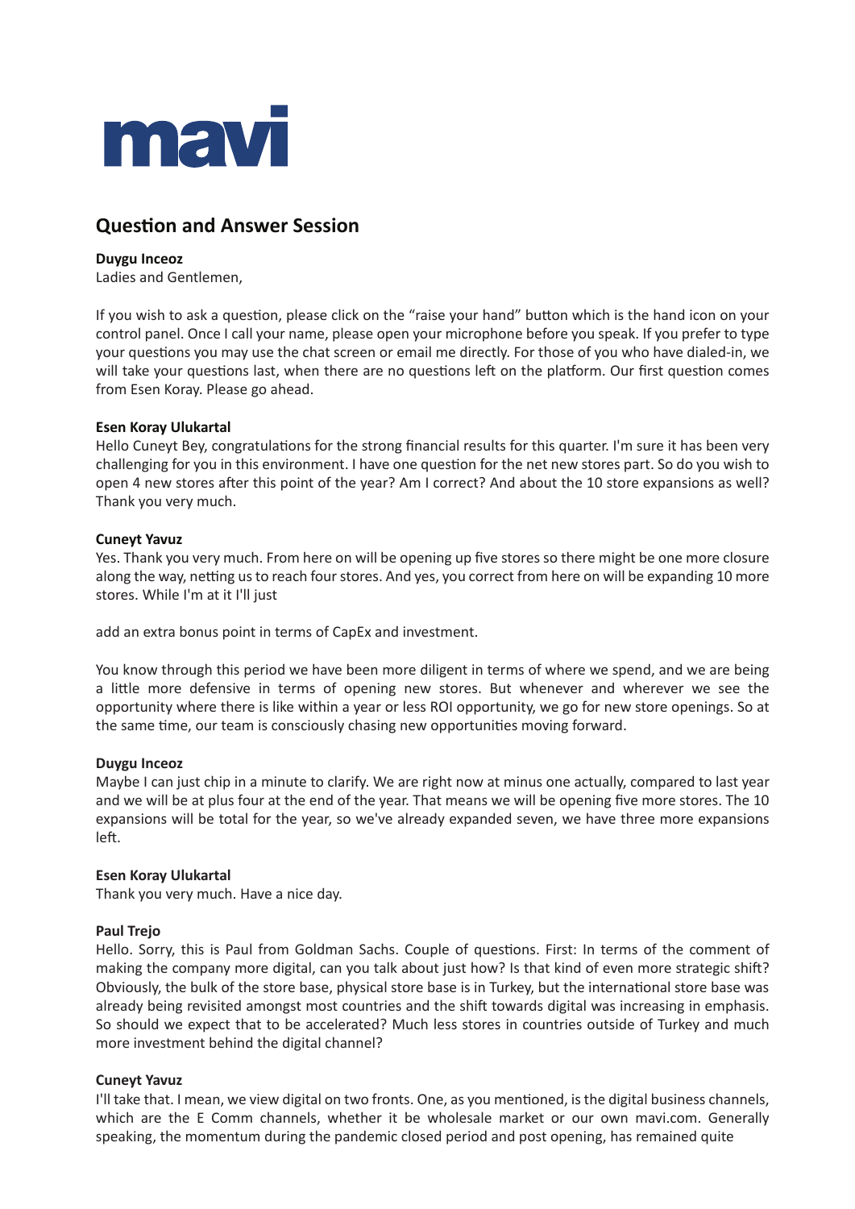## Question and Answer Session

**Duygu Inceoz**
Ladies and Gentlemen,

If you wish to ask a question, please click on the "raise your hand" button which is the hand icon on your control panel. Once I call your name, please open your microphone before you speak. If you prefer to type your questions you may use the chat screen or email me directly. For those of you who have dialed-in, we will take your questions last, when there are no questions left on the platform. Our first question comes from Esen Koray. Please go ahead.

**Esen Koray Ulukartal**
Hello Cuneyt Bey, congratulations for the strong financial results for this quarter. I'm sure it has been very challenging for you in this environment. I have one question for the net new stores part. So do you wish to open 4 new stores after this point of the year? Am I correct? And about the 10 store expansions as well? Thank you very much.

**Cuneyt Yavuz**
Yes. Thank you very much. From here on will be opening up five stores so there might be one more closure along the way, netting us to reach four stores. And yes, you correct from here on will be expanding 10 more stores. While I'm at it I'll just

add an extra bonus point in terms of CapEx and investment.

You know through this period we have been more diligent in terms of where we spend, and we are being a little more defensive in terms of opening new stores. But whenever and wherever we see the opportunity where there is like within a year or less ROI opportunity, we go for new store openings. So at the same time, our team is consciously chasing new opportunities moving forward.

**Duygu Inceoz**
Maybe I can just chip in a minute to clarify. We are right now at minus one actually, compared to last year and we will be at plus four at the end of the year. That means we will be opening five more stores. The 10 expansions will be total for the year, so we've already expanded seven, we have three more expansions left.

**Esen Koray Ulukartal**
Thank you very much. Have a nice day.

**Paul Trejo**
Hello. Sorry, this is Paul from Goldman Sachs. Couple of questions. First: In terms of the comment of making the company more digital, can you talk about just how? Is that kind of even more strategic shift? Obviously, the bulk of the store base, physical store base is in Turkey, but the international store base was already being revisited amongst most countries and the shift towards digital was increasing in emphasis. So should we expect that to be accelerated? Much less stores in countries outside of Turkey and much more investment behind the digital channel?

**Cuneyt Yavuz**
I'll take that. I mean, we view digital on two fronts. One, as you mentioned, is the digital business channels, which are the E Comm channels, whether it be wholesale market or our own mavi.com. Generally speaking, the momentum during the pandemic closed period and post opening, has remained quite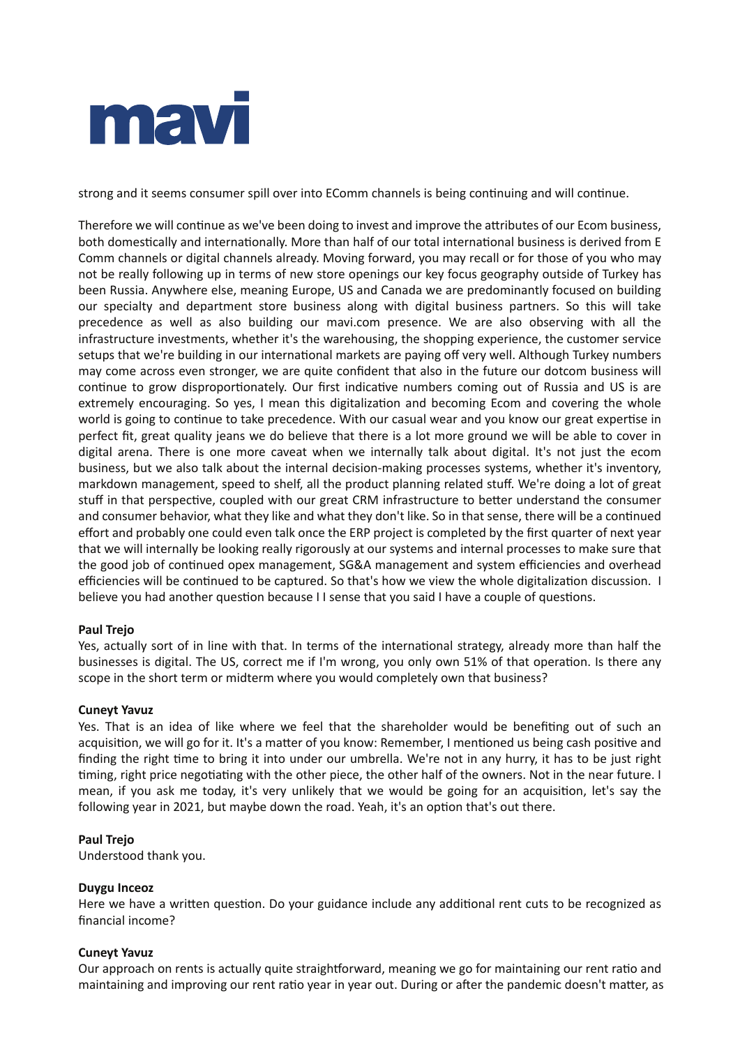strong and it seems consumer spill over into EComm channels is being continuing and will continue.

Therefore we will continue as we've been doing to invest and improve the attributes of our Ecom business, both domestically and internationally. More than half of our total international business is derived from E Comm channels or digital channels already. Moving forward, you may recall or for those of you who may not be really following up in terms of new store openings our key focus geography outside of Turkey has been Russia. Anywhere else, meaning Europe, US and Canada we are predominantly focused on building our specialty and department store business along with digital business partners. So this will take precedence as well as also building our mavi.com presence. We are also observing with all the infrastructure investments, whether it's the warehousing, the shopping experience, the customer service setups that we're building in our international markets are paying off very well. Although Turkey numbers may come across even stronger, we are quite confident that also in the future our dotcom business will continue to grow disproportionately. Our first indicative numbers coming out of Russia and US is are extremely encouraging. So yes, I mean this digitalization and becoming Ecom and covering the whole world is going to continue to take precedence. With our casual wear and you know our great expertise in perfect fit, great quality jeans we do believe that there is a lot more ground we will be able to cover in digital arena. There is one more caveat when we internally talk about digital. It's not just the ecom business, but we also talk about the internal decision-making processes systems, whether it's inventory, markdown management, speed to shelf, all the product planning related stuff. We're doing a lot of great stuff in that perspective, coupled with our great CRM infrastructure to better understand the consumer and consumer behavior, what they like and what they don't like. So in that sense, there will be a continued effort and probably one could even talk once the ERP project is completed by the first quarter of next year that we will internally be looking really rigorously at our systems and internal processes to make sure that the good job of continued opex management, SG&A management and system efficiencies and overhead efficiencies will be continued to be captured. So that's how we view the whole digitalization discussion. I believe you had another question because I I sense that you said I have a couple of questions.

**Paul Trejo**
Yes, actually sort of in line with that. In terms of the international strategy, already more than half the businesses is digital. The US, correct me if I'm wrong, you only own 51% of that operation. Is there any scope in the short term or midterm where you would completely own that business?

**Cuneyt Yavuz**
Yes. That is an idea of like where we feel that the shareholder would be benefiting out of such an acquisition, we will go for it. It's a matter of you know: Remember, I mentioned us being cash positive and finding the right time to bring it into under our umbrella. We're not in any hurry, it has to be just right timing, right price negotiating with the other piece, the other half of the owners. Not in the near future. I mean, if you ask me today, it's very unlikely that we would be going for an acquisition, let's say the following year in 2021, but maybe down the road. Yeah, it's an option that's out there.

**Paul Trejo**
Understood thank you.

**Duygu Inceoz**
Here we have a written question. Do your guidance include any additional rent cuts to be recognized as financial income?

**Cuneyt Yavuz**
Our approach on rents is actually quite straightforward, meaning we go for maintaining our rent ratio and maintaining and improving our rent ratio year in year out. During or after the pandemic doesn't matter, as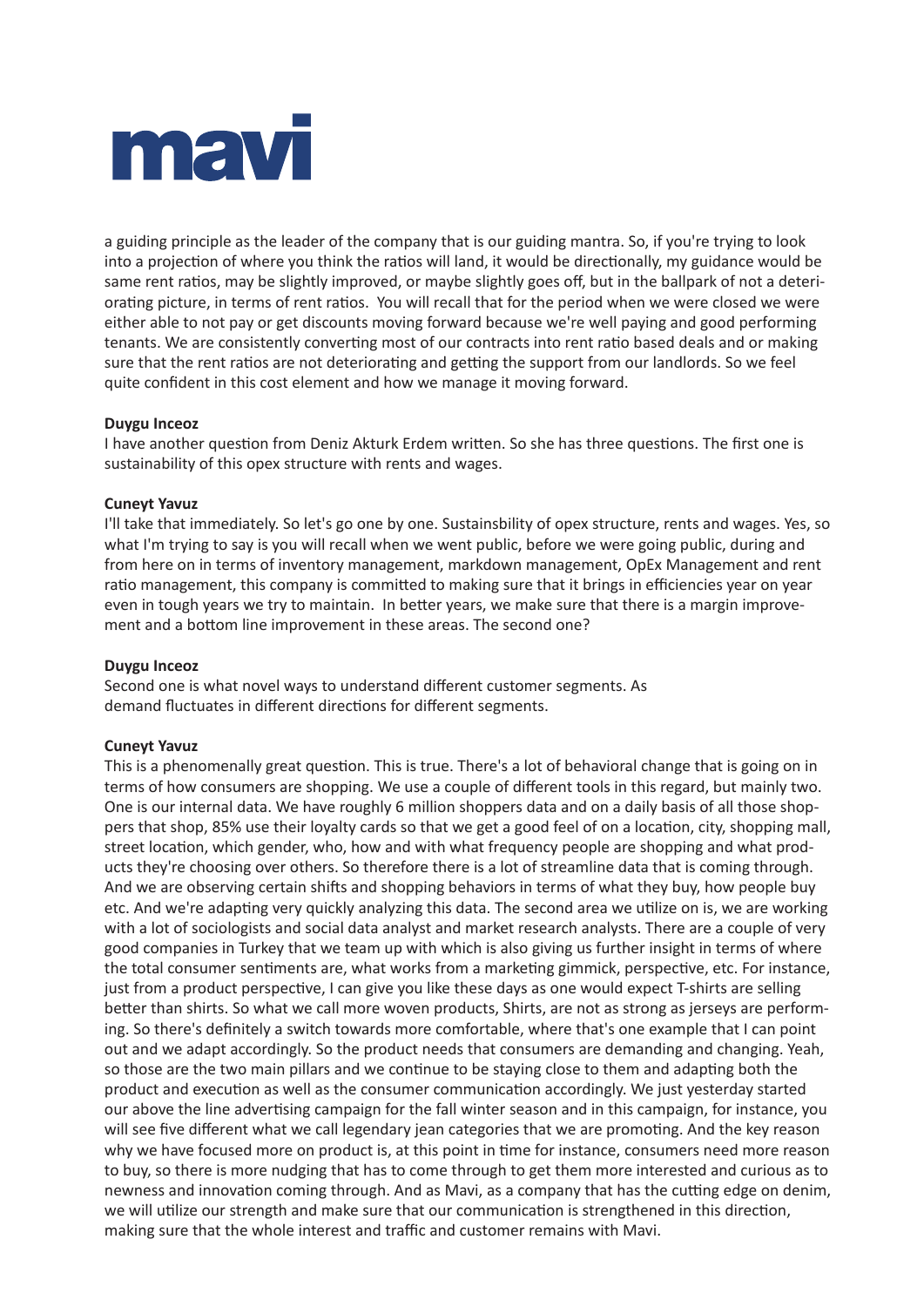a guiding principle as the leader of the company that is our guiding mantra. So, if you're trying to look into a projection of where you think the ratios will land, it would be directionally, my guidance would be same rent ratios, may be slightly improved, or maybe slightly goes off, but in the ballpark of not a deteriorating picture, in terms of rent ratios. You will recall that for the period when we were closed we were either able to not pay or get discounts moving forward because we're well paying and good performing tenants. We are consistently converting most of our contracts into rent ratio based deals and or making sure that the rent ratios are not deteriorating and getting the support from our landlords. So we feel quite confident in this cost element and how we manage it moving forward.

**Duygu Inceoz**
I have another question from Deniz Akturk Erdem written. So she has three questions. The first one is sustainability of this opex structure with rents and wages.

**Cuneyt Yavuz**
I'll take that immediately. So let's go one by one. Sustainsbility of opex structure, rents and wages. Yes, so what I'm trying to say is you will recall when we went public, before we were going public, during and from here on in terms of inventory management, markdown management, OpEx Management and rent ratio management, this company is committed to making sure that it brings in efficiencies year on year even in tough years we try to maintain. In better years, we make sure that there is a margin improvement and a bottom line improvement in these areas. The second one?

**Duygu Inceoz**
Second one is what novel ways to understand different customer segments. As demand fluctuates in different directions for different segments.

**Cuneyt Yavuz**
This is a phenomenally great question. This is true. There's a lot of behavioral change that is going on in terms of how consumers are shopping. We use a couple of different tools in this regard, but mainly two. One is our internal data. We have roughly 6 million shoppers data and on a daily basis of all those shoppers that shop, 85% use their loyalty cards so that we get a good feel of on a location, city, shopping mall, street location, which gender, who, how and with what frequency people are shopping and what products they're choosing over others. So therefore there is a lot of streamline data that is coming through. And we are observing certain shifts and shopping behaviors in terms of what they buy, how people buy etc. And we're adapting very quickly analyzing this data. The second area we utilize on is, we are working with a lot of sociologists and social data analyst and market research analysts. There are a couple of very good companies in Turkey that we team up with which is also giving us further insight in terms of where the total consumer sentiments are, what works from a marketing gimmick, perspective, etc. For instance, just from a product perspective, I can give you like these days as one would expect T-shirts are selling better than shirts. So what we call more woven products, Shirts, are not as strong as jerseys are performing. So there's definitely a switch towards more comfortable, where that's one example that I can point out and we adapt accordingly. So the product needs that consumers are demanding and changing. Yeah, so those are the two main pillars and we continue to be staying close to them and adapting both the product and execution as well as the consumer communication accordingly. We just yesterday started our above the line advertising campaign for the fall winter season and in this campaign, for instance, you will see five different what we call legendary jean categories that we are promoting. And the key reason why we have focused more on product is, at this point in time for instance, consumers need more reason to buy, so there is more nudging that has to come through to get them more interested and curious as to newness and innovation coming through. And as Mavi, as a company that has the cutting edge on denim, we will utilize our strength and make sure that our communication is strengthened in this direction, making sure that the whole interest and traffic and customer remains with Mavi.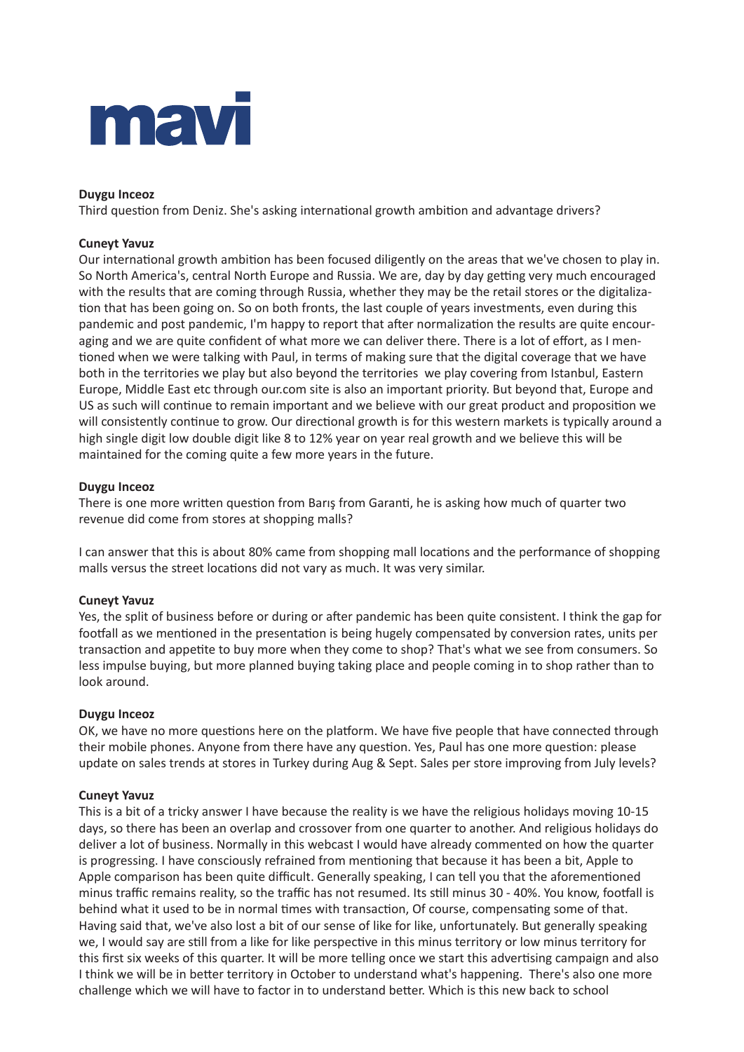**Duygu Inceoz**
Third question from Deniz. She's asking international growth ambition and advantage drivers?

**Cuneyt Yavuz**
Our international growth ambition has been focused diligently on the areas that we've chosen to play in. So North America's, central North Europe and Russia. We are, day by day getting very much encouraged with the results that are coming through Russia, whether they may be the retail stores or the digitalization that has been going on. So on both fronts, the last couple of years investments, even during this pandemic and post pandemic, I'm happy to report that after normalization the results are quite encouraging and we are quite confident of what more we can deliver there. There is a lot of effort, as I mentioned when we were talking with Paul, in terms of making sure that the digital coverage that we have both in the territories we play but also beyond the territories we play covering from Istanbul, Eastern Europe, Middle East etc through our.com site is also an important priority. But beyond that, Europe and US as such will continue to remain important and we believe with our great product and proposition we will consistently continue to grow. Our directional growth is for this western markets is typically around a high single digit low double digit like 8 to 12% year on year real growth and we believe this will be maintained for the coming quite a few more years in the future.

**Duygu Inceoz**
There is one more written question from Barış from Garanti, he is asking how much of quarter two revenue did come from stores at shopping malls?

I can answer that this is about 80% came from shopping mall locations and the performance of shopping malls versus the street locations did not vary as much. It was very similar.

**Cuneyt Yavuz**
Yes, the split of business before or during or after pandemic has been quite consistent. I think the gap for footfall as we mentioned in the presentation is being hugely compensated by conversion rates, units per transaction and appetite to buy more when they come to shop? That's what we see from consumers. So less impulse buying, but more planned buying taking place and people coming in to shop rather than to look around.

**Duygu Inceoz**
OK, we have no more questions here on the platform. We have five people that have connected through their mobile phones. Anyone from there have any question. Yes, Paul has one more question: please update on sales trends at stores in Turkey during Aug & Sept. Sales per store improving from July levels?

**Cuneyt Yavuz**
This is a bit of a tricky answer I have because the reality is we have the religious holidays moving 10-15 days, so there has been an overlap and crossover from one quarter to another. And religious holidays do deliver a lot of business. Normally in this webcast I would have already commented on how the quarter is progressing. I have consciously refrained from mentioning that because it has been a bit, Apple to Apple comparison has been quite difficult. Generally speaking, I can tell you that the aforementioned minus traffic remains reality, so the traffic has not resumed. Its still minus 30 - 40%. You know, footfall is behind what it used to be in normal times with transaction, Of course, compensating some of that. Having said that, we've also lost a bit of our sense of like for like, unfortunately. But generally speaking we, I would say are still from a like for like perspective in this minus territory or low minus territory for this first six weeks of this quarter. It will be more telling once we start this advertising campaign and also I think we will be in better territory in October to understand what's happening. There's also one more challenge which we will have to factor in to understand better. Which is this new back to school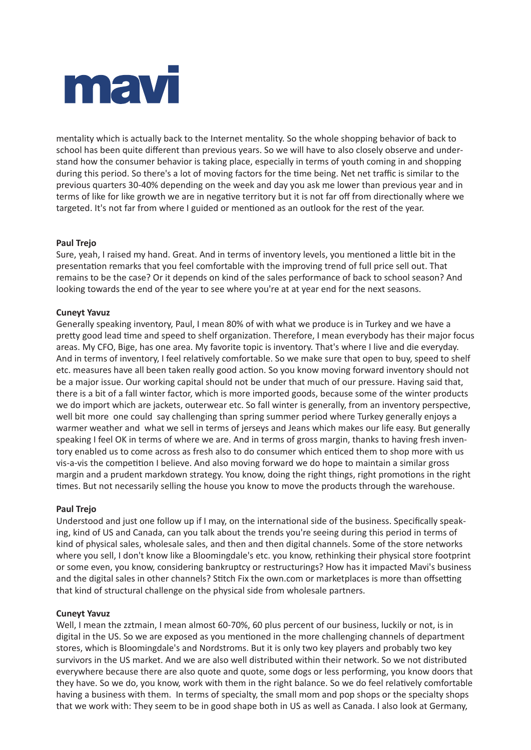mentality which is actually back to the Internet mentality. So the whole shopping behavior of back to school has been quite different than previous years. So we will have to also closely observe and understand how the consumer behavior is taking place, especially in terms of youth coming in and shopping during this period. So there's a lot of moving factors for the time being. Net net traffic is similar to the previous quarters 30-40% depending on the week and day you ask me lower than previous year and in terms of like for like growth we are in negative territory but it is not far off from directionally where we targeted. It's not far from where I guided or mentioned as an outlook for the rest of the year.

**Paul Trejo**

Sure, yeah, I raised my hand. Great. And in terms of inventory levels, you mentioned a little bit in the presentation remarks that you feel comfortable with the improving trend of full price sell out. That remains to be the case? Or it depends on kind of the sales performance of back to school season? And looking towards the end of the year to see where you're at at year end for the next seasons.

**Cuneyt Yavuz**

Generally speaking inventory, Paul, I mean 80% of with what we produce is in Turkey and we have a pretty good lead time and speed to shelf organization. Therefore, I mean everybody has their major focus areas. My CFO, Bige, has one area. My favorite topic is inventory. That's where I live and die everyday. And in terms of inventory, I feel relatively comfortable. So we make sure that open to buy, speed to shelf etc. measures have all been taken really good action. So you know moving forward inventory should not be a major issue. Our working capital should not be under that much of our pressure. Having said that, there is a bit of a fall winter factor, which is more imported goods, because some of the winter products we do import which are jackets, outerwear etc. So fall winter is generally, from an inventory perspective, well bit more one could say challenging than spring summer period where Turkey generally enjoys a warmer weather and what we sell in terms of jerseys and Jeans which makes our life easy. But generally speaking I feel OK in terms of where we are. And in terms of gross margin, thanks to having fresh inventory enabled us to come across as fresh also to do consumer which enticed them to shop more with us vis-a-vis the competition I believe. And also moving forward we do hope to maintain a similar gross margin and a prudent markdown strategy. You know, doing the right things, right promotions in the right times. But not necessarily selling the house you know to move the products through the warehouse.

**Paul Trejo**

Understood and just one follow up if I may, on the international side of the business. Specifically speaking, kind of US and Canada, can you talk about the trends you're seeing during this period in terms of kind of physical sales, wholesale sales, and then and then digital channels. Some of the store networks where you sell, I don't know like a Bloomingdale's etc. you know, rethinking their physical store footprint or some even, you know, considering bankruptcy or restructurings? How has it impacted Mavi's business and the digital sales in other channels? Stitch Fix the own.com or marketplaces is more than offsetting that kind of structural challenge on the physical side from wholesale partners.

**Cuneyt Yavuz**

Well, I mean the zztmain, I mean almost 60-70%, 60 plus percent of our business, luckily or not, is in digital in the US. So we are exposed as you mentioned in the more challenging channels of department stores, which is Bloomingdale's and Nordstroms. But it is only two key players and probably two key survivors in the US market. And we are also well distributed within their network. So we not distributed everywhere because there are also quote and quote, some dogs or less performing, you know doors that they have. So we do, you know, work with them in the right balance. So we do feel relatively comfortable having a business with them. In terms of specialty, the small mom and pop shops or the specialty shops that we work with: They seem to be in good shape both in US as well as Canada. I also look at Germany,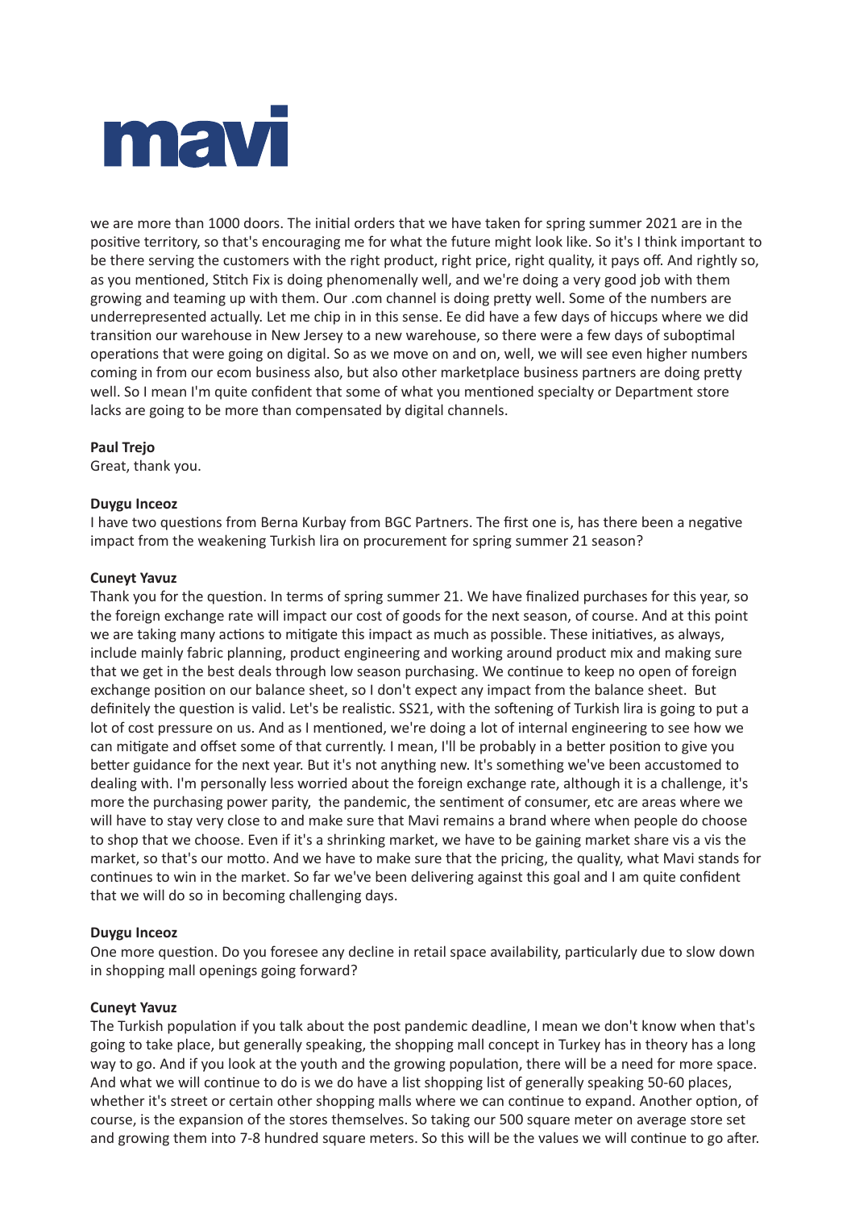we are more than 1000 doors. The initial orders that we have taken for spring summer 2021 are in the positive territory, so that's encouraging me for what the future might look like. So it's I think important to be there serving the customers with the right product, right price, right quality, it pays off. And rightly so, as you mentioned, Stitch Fix is doing phenomenally well, and we're doing a very good job with them growing and teaming up with them. Our .com channel is doing pretty well. Some of the numbers are underrepresented actually. Let me chip in in this sense. Ee did have a few days of hiccups where we did transition our warehouse in New Jersey to a new warehouse, so there were a few days of suboptimal operations that were going on digital. So as we move on and on, well, we will see even higher numbers coming in from our ecom business also, but also other marketplace business partners are doing pretty well. So I mean I'm quite confident that some of what you mentioned specialty or Department store lacks are going to be more than compensated by digital channels.

**Paul Trejo**
Great, thank you.

**Duygu Inceoz**
I have two questions from Berna Kurbay from BGC Partners. The first one is, has there been a negative impact from the weakening Turkish lira on procurement for spring summer 21 season?

**Cuneyt Yavuz**
Thank you for the question. In terms of spring summer 21. We have finalized purchases for this year, so the foreign exchange rate will impact our cost of goods for the next season, of course. And at this point we are taking many actions to mitigate this impact as much as possible. These initiatives, as always, include mainly fabric planning, product engineering and working around product mix and making sure that we get in the best deals through low season purchasing. We continue to keep no open of foreign exchange position on our balance sheet, so I don't expect any impact from the balance sheet. But definitely the question is valid. Let's be realistic. SS21, with the softening of Turkish lira is going to put a lot of cost pressure on us. And as I mentioned, we're doing a lot of internal engineering to see how we can mitigate and offset some of that currently. I mean, I'll be probably in a better position to give you better guidance for the next year. But it's not anything new. It's something we've been accustomed to dealing with. I'm personally less worried about the foreign exchange rate, although it is a challenge, it's more the purchasing power parity, the pandemic, the sentiment of consumer, etc are areas where we will have to stay very close to and make sure that Mavi remains a brand where when people do choose to shop that we choose. Even if it's a shrinking market, we have to be gaining market share vis a vis the market, so that's our motto. And we have to make sure that the pricing, the quality, what Mavi stands for continues to win in the market. So far we've been delivering against this goal and I am quite confident that we will do so in becoming challenging days.

**Duygu Inceoz**
One more question. Do you foresee any decline in retail space availability, particularly due to slow down in shopping mall openings going forward?

**Cuneyt Yavuz**
The Turkish population if you talk about the post pandemic deadline, I mean we don't know when that's going to take place, but generally speaking, the shopping mall concept in Turkey has in theory has a long way to go. And if you look at the youth and the growing population, there will be a need for more space. And what we will continue to do is we do have a list shopping list of generally speaking 50-60 places, whether it's street or certain other shopping malls where we can continue to expand. Another option, of course, is the expansion of the stores themselves. So taking our 500 square meter on average store set and growing them into 7-8 hundred square meters. So this will be the values we will continue to go after.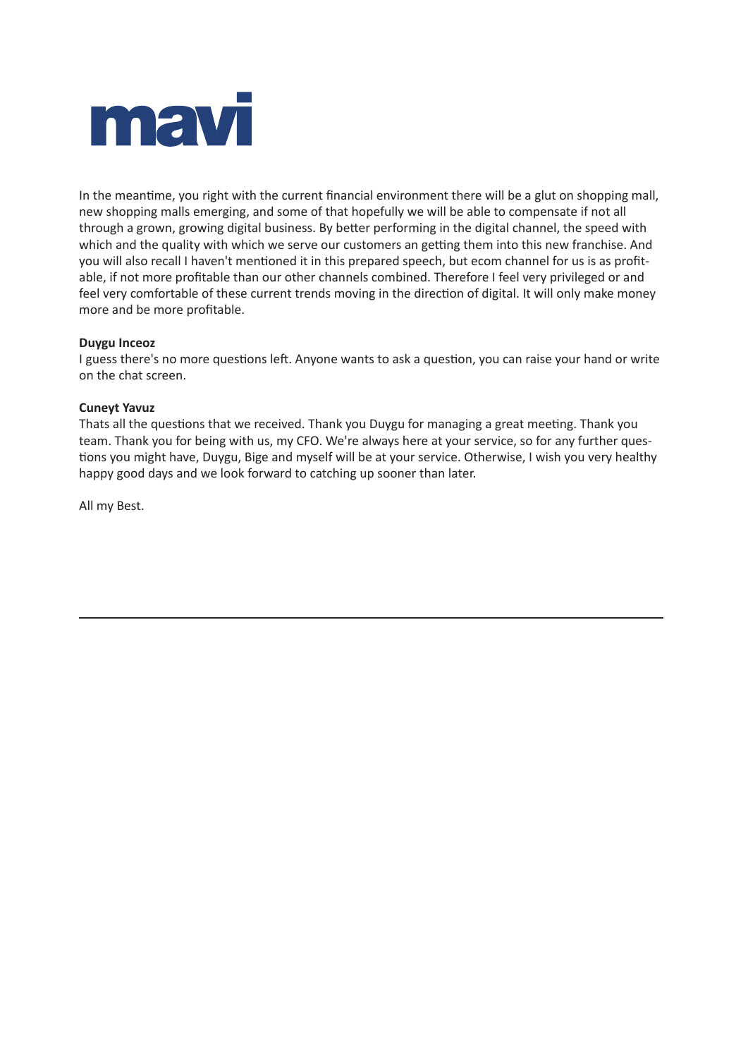In the meantime, you right with the current financial environment there will be a glut on shopping mall, new shopping malls emerging, and some of that hopefully we will be able to compensate if not all through a grown, growing digital business. By better performing in the digital channel, the speed with which and the quality with which we serve our customers an getting them into this new franchise. And you will also recall I haven't mentioned it in this prepared speech, but ecom channel for us is as profitable, if not more profitable than our other channels combined. Therefore I feel very privileged or and feel very comfortable of these current trends moving in the direction of digital. It will only make money more and be more profitable.

**Duygu Inceoz**
I guess there's no more questions left. Anyone wants to ask a question, you can raise your hand or write on the chat screen.

**Cuneyt Yavuz**
Thats all the questions that we received. Thank you Duygu for managing a great meeting. Thank you team. Thank you for being with us, my CFO. We're always here at your service, so for any further questions you might have, Duygu, Bige and myself will be at your service. Otherwise, I wish you very healthy happy good days and we look forward to catching up sooner than later.

All my Best.

---